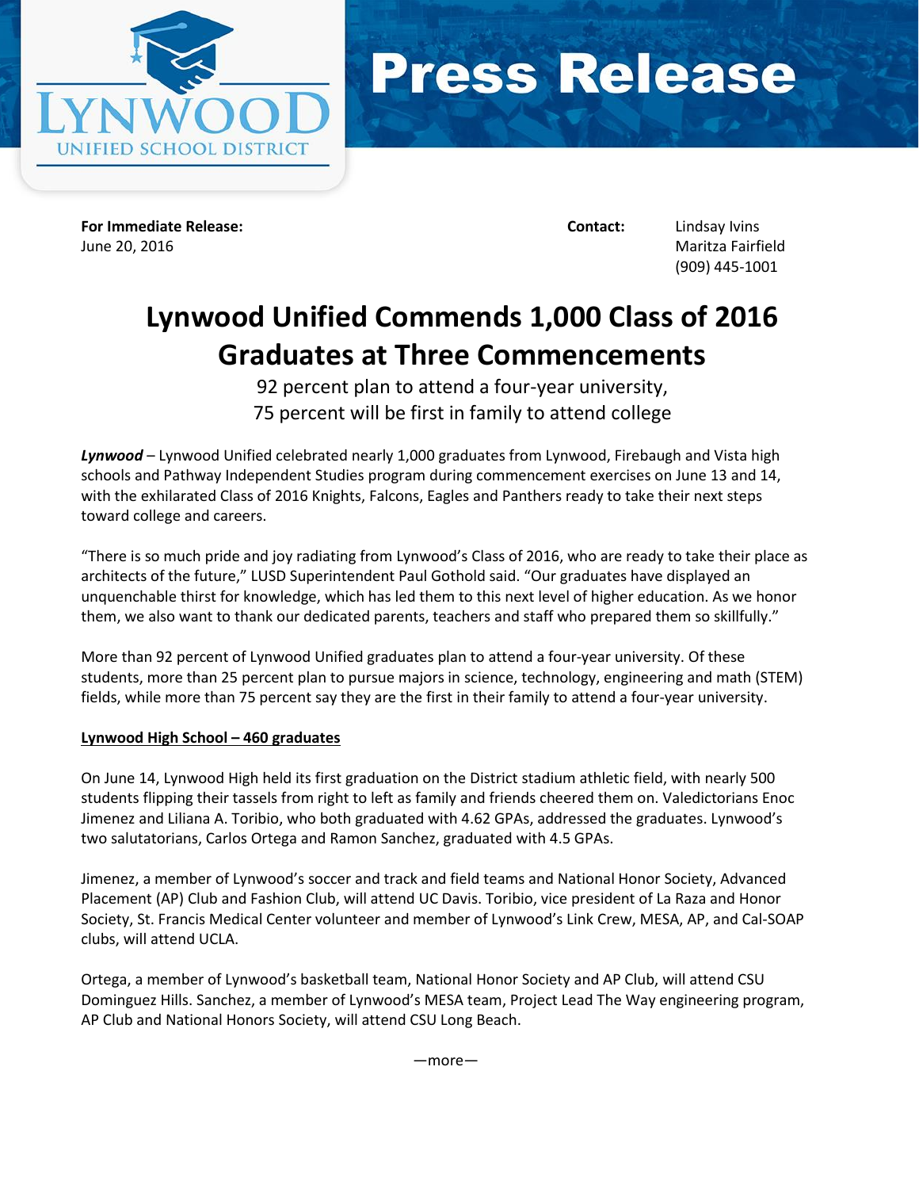# Press Release

**For Immediate Release:**
June 20, 2016

**Contact:** Lindsay Ivins
Maritza Fairfield
(909) 445-1001

# Lynwood Unified Commends 1,000 Class of 2016 Graduates at Three Commencements

92 percent plan to attend a four-year university,
75 percent will be first in family to attend college

***Lynwood*** – Lynwood Unified celebrated nearly 1,000 graduates from Lynwood, Firebaugh and Vista high schools and Pathway Independent Studies program during commencement exercises on June 13 and 14, with the exhilarated Class of 2016 Knights, Falcons, Eagles and Panthers ready to take their next steps toward college and careers.

"There is so much pride and joy radiating from Lynwood's Class of 2016, who are ready to take their place as architects of the future," LUSD Superintendent Paul Gothold said. "Our graduates have displayed an unquenchable thirst for knowledge, which has led them to this next level of higher education. As we honor them, we also want to thank our dedicated parents, teachers and staff who prepared them so skillfully."

More than 92 percent of Lynwood Unified graduates plan to attend a four-year university. Of these students, more than 25 percent plan to pursue majors in science, technology, engineering and math (STEM) fields, while more than 75 percent say they are the first in their family to attend a four-year university.

**Lynwood High School – 460 graduates**

On June 14, Lynwood High held its first graduation on the District stadium athletic field, with nearly 500 students flipping their tassels from right to left as family and friends cheered them on. Valedictorians Enoc Jimenez and Liliana A. Toribio, who both graduated with 4.62 GPAs, addressed the graduates. Lynwood's two salutatorians, Carlos Ortega and Ramon Sanchez, graduated with 4.5 GPAs.

Jimenez, a member of Lynwood's soccer and track and field teams and National Honor Society, Advanced Placement (AP) Club and Fashion Club, will attend UC Davis. Toribio, vice president of La Raza and Honor Society, St. Francis Medical Center volunteer and member of Lynwood's Link Crew, MESA, AP, and Cal-SOAP clubs, will attend UCLA.

Ortega, a member of Lynwood's basketball team, National Honor Society and AP Club, will attend CSU Dominguez Hills. Sanchez, a member of Lynwood's MESA team, Project Lead The Way engineering program, AP Club and National Honors Society, will attend CSU Long Beach.

—more—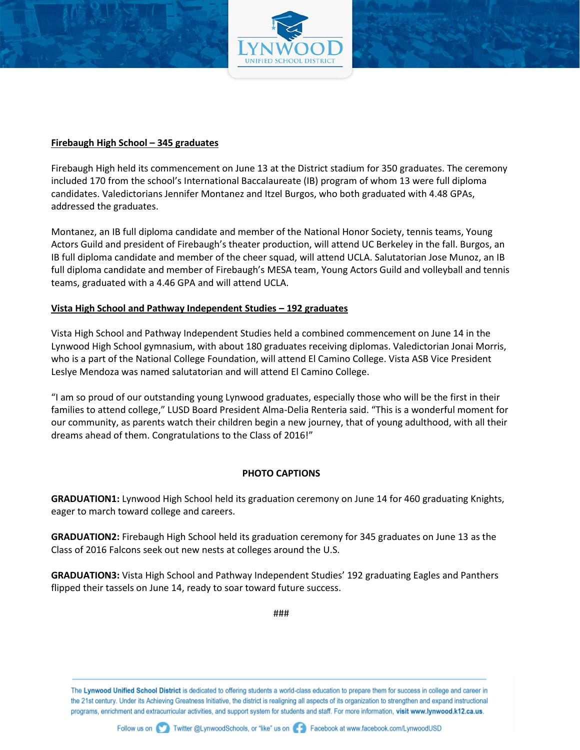**Firebaugh High School – 345 graduates**

Firebaugh High held its commencement on June 13 at the District stadium for 350 graduates. The ceremony included 170 from the school's International Baccalaureate (IB) program of whom 13 were full diploma candidates. Valedictorians Jennifer Montanez and Itzel Burgos, who both graduated with 4.48 GPAs, addressed the graduates.

Montanez, an IB full diploma candidate and member of the National Honor Society, tennis teams, Young Actors Guild and president of Firebaugh's theater production, will attend UC Berkeley in the fall. Burgos, an IB full diploma candidate and member of the cheer squad, will attend UCLA. Salutatorian Jose Munoz, an IB full diploma candidate and member of Firebaugh's MESA team, Young Actors Guild and volleyball and tennis teams, graduated with a 4.46 GPA and will attend UCLA.

**Vista High School and Pathway Independent Studies – 192 graduates**

Vista High School and Pathway Independent Studies held a combined commencement on June 14 in the Lynwood High School gymnasium, with about 180 graduates receiving diplomas. Valedictorian Jonai Morris, who is a part of the National College Foundation, will attend El Camino College. Vista ASB Vice President Leslye Mendoza was named salutatorian and will attend El Camino College.

"I am so proud of our outstanding young Lynwood graduates, especially those who will be the first in their families to attend college," LUSD Board President Alma-Delia Renteria said. "This is a wonderful moment for our community, as parents watch their children begin a new journey, that of young adulthood, with all their dreams ahead of them. Congratulations to the Class of 2016!"

**PHOTO CAPTIONS**

**GRADUATION1:** Lynwood High School held its graduation ceremony on June 14 for 460 graduating Knights, eager to march toward college and careers.

**GRADUATION2:** Firebaugh High School held its graduation ceremony for 345 graduates on June 13 as the Class of 2016 Falcons seek out new nests at colleges around the U.S.

**GRADUATION3:** Vista High School and Pathway Independent Studies' 192 graduating Eagles and Panthers flipped their tassels on June 14, ready to soar toward future success.

###

The **Lynwood Unified School District** is dedicated to offering students a world-class education to prepare them for success in college and career in the 21st century. Under its Achieving Greatness Initiative, the district is realigning all aspects of its organization to strengthen and expand instructional programs, enrichment and extracurricular activities, and support system for students and staff. For more information, **visit www.lynwood.k12.ca.us**.

Follow us on Twitter @LynwoodSchools, or "like" us on Facebook at www.facebook.com/LynwoodUSD